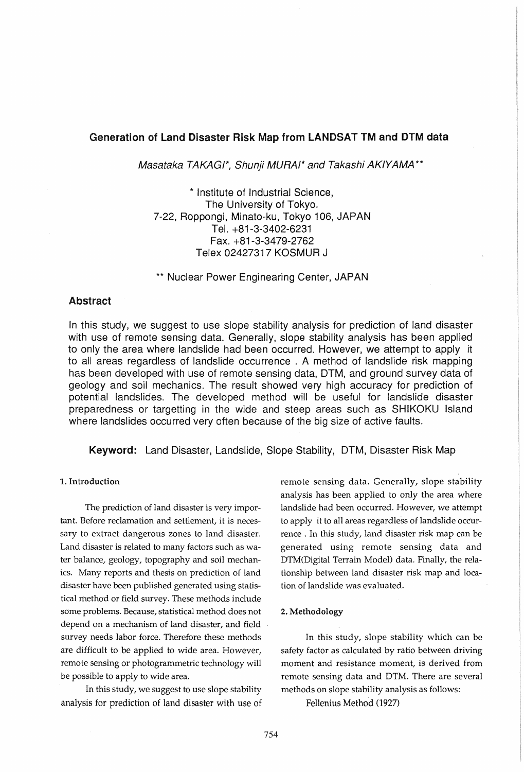# Generation of Land Disaster Risk Map from LANDSAT TM and DTM data

*Masataka TAKAGI*, Shunji MURAI* and Takashi AKIYAMA***

\* Institute of Industrial Science,
The University of Tokyo.
7-22, Roppongi, Minato-ku, Tokyo 106, JAPAN
Tel. +81-3-3402-6231
Fax. +81-3-3479-2762
Telex 02427317 KOSMUR J

\*\* Nuclear Power Enginearing Center, JAPAN

## Abstract

In this study, we suggest to use slope stability analysis for prediction of land disaster with use of remote sensing data. Generally, slope stability analysis has been applied to only the area where landslide had been occurred. However, we attempt to apply it to all areas regardless of landslide occurrence . A method of landslide risk mapping has been developed with use of remote sensing data, DTM, and ground survey data of geology and soil mechanics. The result showed very high accuracy for prediction of potential landslides. The developed method will be useful for landslide disaster preparedness or targetting in the wide and steep areas such as SHIKOKU Island where landslides occurred very often because of the big size of active faults.

**Keyword:** Land Disaster, Landslide, Slope Stability, DTM, Disaster Risk Map

## 1. Introduction

The prediction of land disaster is very important. Before reclamation and settlement, it is necessary to extract dangerous zones to land disaster. Land disaster is related to many factors such as water balance, geology, topography and soil mechanics. Many reports and thesis on prediction of land disaster have been published generated using statistical method or field survey. These methods include some problems. Because, statistical method does not depend on a mechanism of land disaster, and field survey needs labor force. Therefore these methods are difficult to be applied to wide area. However, remote sensing or photogrammetric technology will be possible to apply to wide area.

In this study, we suggest to use slope stability analysis for prediction of land disaster with use of remote sensing data. Generally, slope stability analysis has been applied to only the area where landslide had been occurred. However, we attempt to apply it to all areas regardless of landslide occurrence . In this study, land disaster risk map can be generated using remote sensing data and DTM(Digital Terrain Model) data. Finally, the relationship between land disaster risk map and location of landslide was evaluated.

## 2. Methodology

In this study, slope stability which can be safety factor as calculated by ratio between driving moment and resistance moment, is derived from remote sensing data and DTM. There are several methods on slope stability analysis as follows:

Fellenius Method (1927)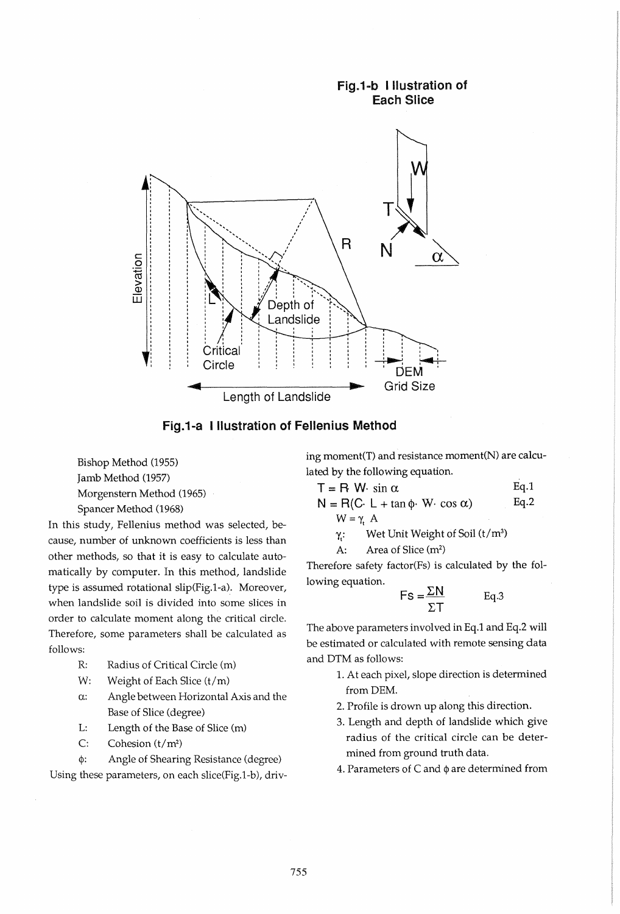Fig.1-b Illustration of Each Slice

Fig.1-a Illustration of Fellenius Method

Bishop Method (1955)
Jamb Method (1957)
Morgenstern Method (1965)
Spancer Method (1968)

In this study, Fellenius method was selected, because, number of unknown coefficients is less than other methods, so that it is easy to calculate automatically by computer. In this method, landslide type is assumed rotational slip(Fig.1-a). Moreover, when landslide soil is divided into some slices in order to calculate moment along the critical circle. Therefore, some parameters shall be calculated as follows:

- R: Radius of Critical Circle (m)
- W: Weight of Each Slice (t/m)
- $\alpha$: Angle between Horizontal Axis and the Base of Slice (degree)
- L: Length of the Base of Slice (m)
- C: Cohesion (t/m$^2$)
- $\phi$: Angle of Shearing Resistance (degree)

Using these parameters, on each slice(Fig.1-b), driving moment(T) and resistance moment(N) are calculated by the following equation.

$$T = R \cdot W \cdot \sin \alpha \qquad \text{Eq.1}$$

$$N = R(C \cdot L + \tan \phi \cdot W \cdot \cos \alpha) \qquad \text{Eq.2}$$

$$W = \gamma_t \, A$$

- $\gamma_t$: Wet Unit Weight of Soil (t/m$^3$)
- A: Area of Slice (m$^2$)

Therefore safety factor(Fs) is calculated by the following equation.

$$Fs = \frac{\Sigma N}{\Sigma T} \qquad \text{Eq.3}$$

The above parameters involved in Eq.1 and Eq.2 will be estimated or calculated with remote sensing data and DTM as follows:

1. At each pixel, slope direction is determined from DEM.
2. Profile is drown up along this direction.
3. Length and depth of landslide which give radius of the critical circle can be determined from ground truth data.
4. Parameters of C and $\phi$ are determined from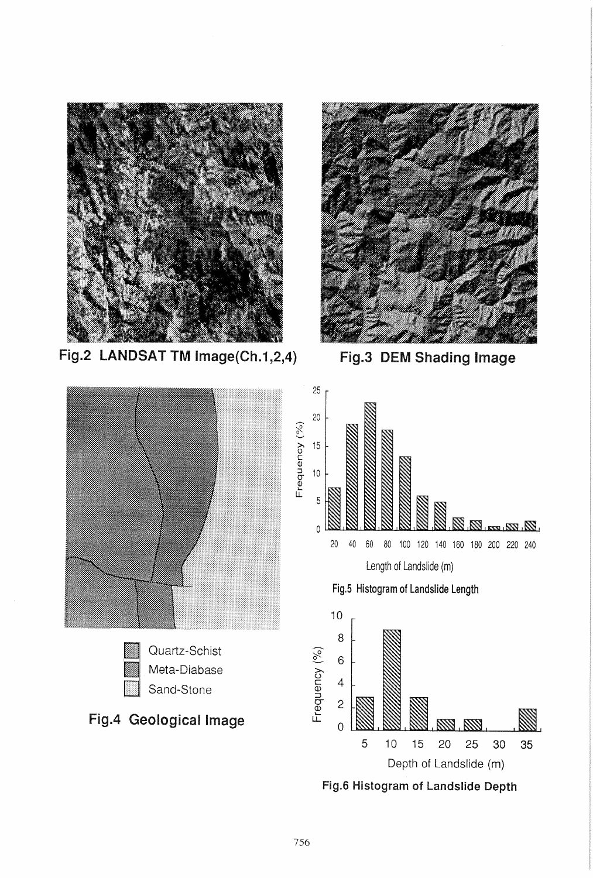Fig.2 LANDSAT TM Image(Ch.1,2,4)

Fig.3 DEM Shading Image

Quartz-Schist

Meta-Diabase

Sand-Stone

Fig.4 Geological Image

Fig.5 Histogram of Landslide Length

Fig.6 Histogram of Landslide Depth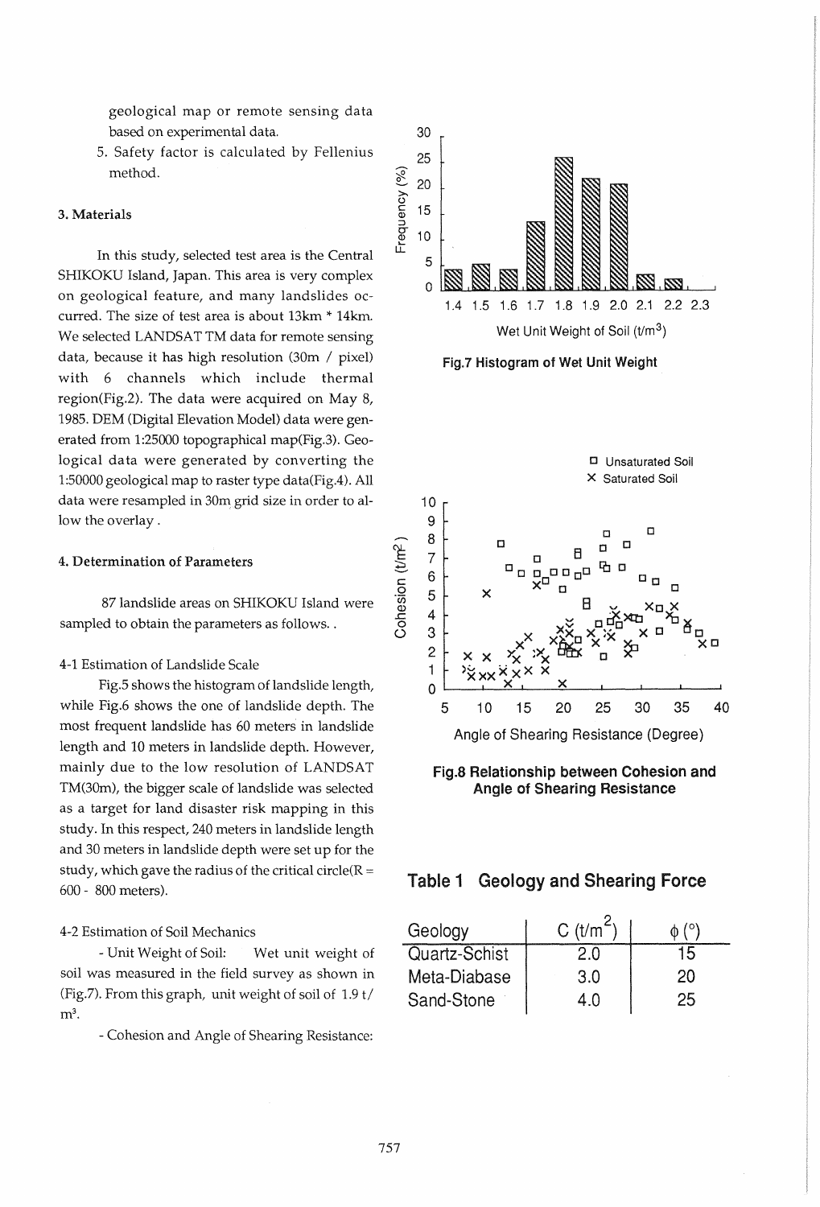geological map or remote sensing data based on experimental data.

5. Safety factor is calculated by Fellenius method.

### 3. Materials

In this study, selected test area is the Central SHIKOKU Island, Japan. This area is very complex on geological feature, and many landslides occurred. The size of test area is about 13km * 14km. We selected LANDSAT TM data for remote sensing data, because it has high resolution (30m / pixel) with 6 channels which include thermal region(Fig.2). The data were acquired on May 8, 1985. DEM (Digital Elevation Model) data were generated from 1:25000 topographical map(Fig.3). Geological data were generated by converting the 1:50000 geological map to raster type data(Fig.4). All data were resampled in 30m grid size in order to allow the overlay .

### 4. Determination of Parameters

87 landslide areas on SHIKOKU Island were sampled to obtain the parameters as follows. .

#### 4-1 Estimation of Landslide Scale

Fig.5 shows the histogram of landslide length, while Fig.6 shows the one of landslide depth. The most frequent landslide has 60 meters in landslide length and 10 meters in landslide depth. However, mainly due to the low resolution of LANDSAT TM(30m), the bigger scale of landslide was selected as a target for land disaster risk mapping in this study. In this respect, 240 meters in landslide length and 30 meters in landslide depth were set up for the study, which gave the radius of the critical circle(R = 600 - 800 meters).

#### 4-2 Estimation of Soil Mechanics

- Unit Weight of Soil: Wet unit weight of soil was measured in the field survey as shown in (Fig.7). From this graph, unit weight of soil of 1.9 t/$m^3$.

- Cohesion and Angle of Shearing Resistance:

**Fig.7 Histogram of Wet Unit Weight**

**Fig.8 Relationship between Cohesion and Angle of Shearing Resistance**

**Table 1 Geology and Shearing Force**

| Geology | C ($t/m^2$) | $\phi$ (°) |
|---|---|---|
| Quartz-Schist | 2.0 | 15 |
| Meta-Diabase | 3.0 | 20 |
| Sand-Stone | 4.0 | 25 |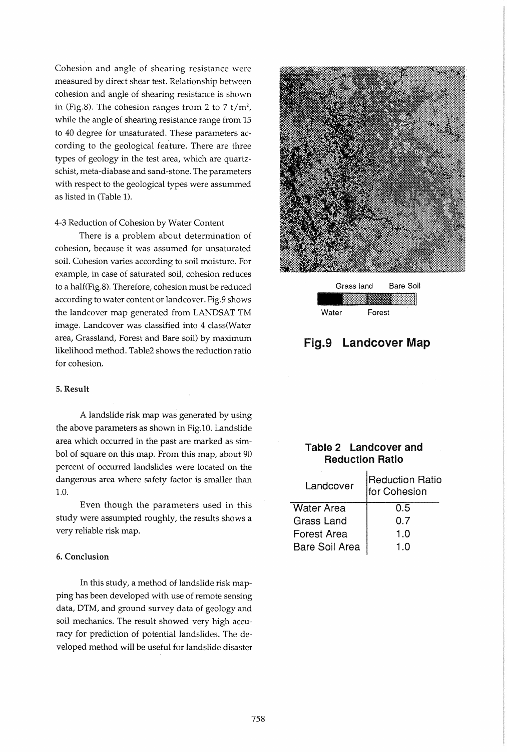Cohesion and angle of shearing resistance were measured by direct shear test. Relationship between cohesion and angle of shearing resistance is shown in (Fig.8). The cohesion ranges from 2 to 7 $t/m^2$, while the angle of shearing resistance range from 15 to 40 degree for unsaturated. These parameters according to the geological feature. There are three types of geology in the test area, which are quartz-schist, meta-diabase and sand-stone. The parameters with respect to the geological types were assummed as listed in (Table 1).

4-3 Reduction of Cohesion by Water Content

There is a problem about determination of cohesion, because it was assumed for unsaturated soil. Cohesion varies according to soil moisture. For example, in case of saturated soil, cohesion reduces to a half(Fig.8). Therefore, cohesion must be reduced according to water content or landcover. Fig.9 shows the landcover map generated from LANDSAT TM image. Landcover was classified into 4 class(Water area, Grassland, Forest and Bare soil) by maximum likelihood method. Table2 shows the reduction ratio for cohesion.

Grass land Bare Soil

Water Forest

**Fig.9 Landcover Map**

**Table 2 Landcover and Reduction Ratio**

| Landcover | Reduction Ratio for Cohesion |
|---|---|
| Water Area | 0.5 |
| Grass Land | 0.7 |
| Forest Area | 1.0 |
| Bare Soil Area | 1.0 |

### 5. Result

A landslide risk map was generated by using the above parameters as shown in Fig.10. Landslide area which occurred in the past are marked as simbol of square on this map. From this map, about 90 percent of occurred landslides were located on the dangerous area where safety factor is smaller than 1.0.

Even though the parameters used in this study were assumpted roughly, the results shows a very reliable risk map.

### 6. Conclusion

In this study, a method of landslide risk mapping has been developed with use of remote sensing data, DTM, and ground survey data of geology and soil mechanics. The result showed very high accuracy for prediction of potential landslides. The developed method will be useful for landslide disaster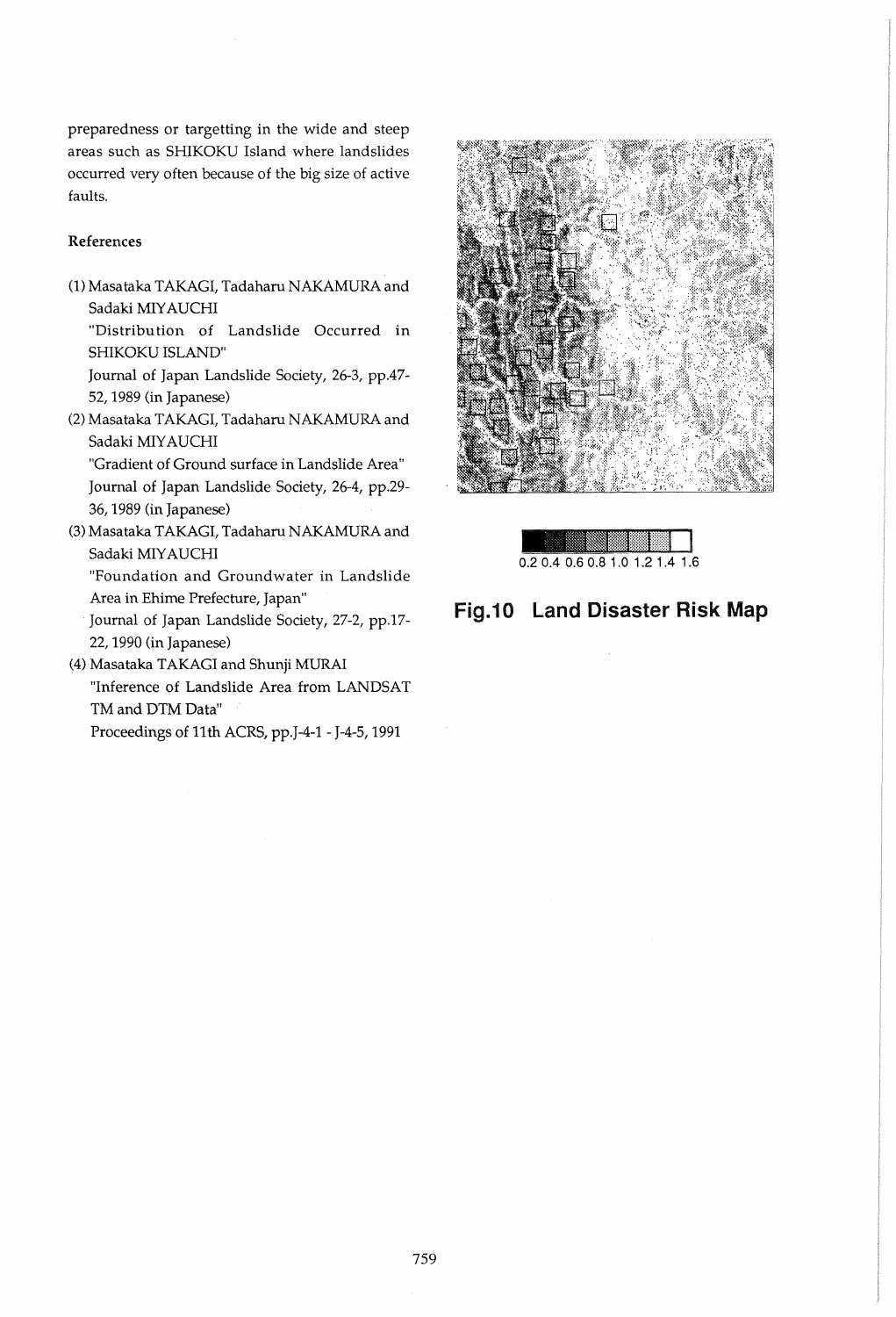preparedness or targetting in the wide and steep areas such as SHIKOKU Island where landslides occurred very often because of the big size of active faults.

### References

(1) Masataka TAKAGI, Tadaharu NAKAMURA and Sadaki MIYAUCHI
"Distribution of Landslide Occurred in SHIKOKU ISLAND"
Journal of Japan Landslide Society, 26-3, pp.47-52, 1989 (in Japanese)

(2) Masataka TAKAGI, Tadaharu NAKAMURA and Sadaki MIYAUCHI
"Gradient of Ground surface in Landslide Area"
Journal of Japan Landslide Society, 26-4, pp.29-36, 1989 (in Japanese)

(3) Masataka TAKAGI, Tadaharu NAKAMURA and Sadaki MIYAUCHI
"Foundation and Groundwater in Landslide Area in Ehime Prefecture, Japan"
Journal of Japan Landslide Society, 27-2, pp.17-22, 1990 (in Japanese)

(4) Masataka TAKAGI and Shunji MURAI
"Inference of Landslide Area from LANDSAT TM and DTM Data"
Proceedings of 11th ACRS, pp.J-4-1 - J-4-5, 1991

0.2 0.4 0.6 0.8 1.0 1.2 1.4 1.6

**Fig.10 Land Disaster Risk Map**